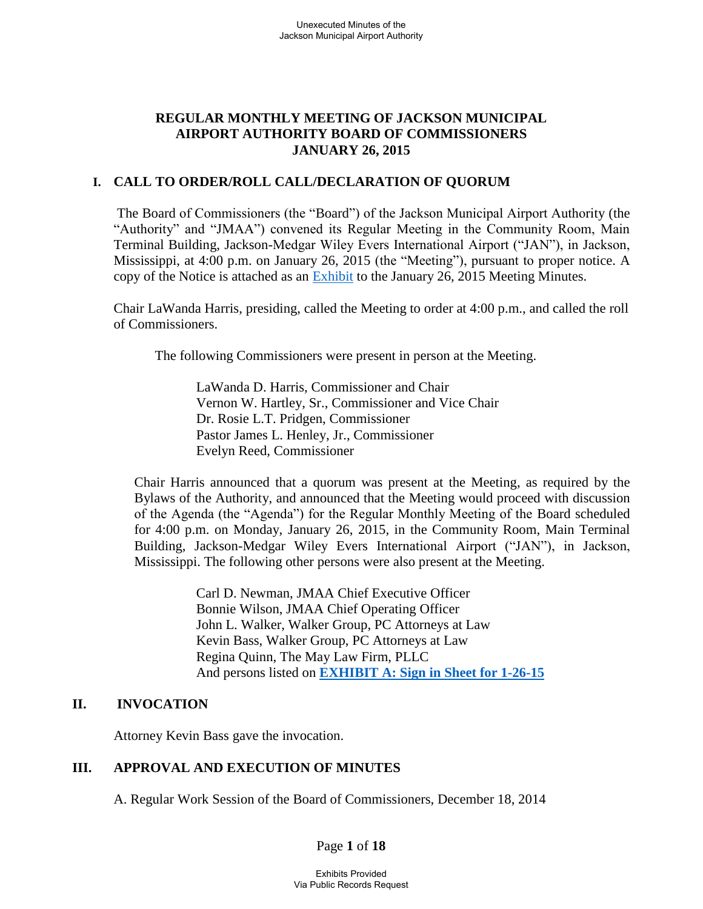# REGULAR MONTHLY MEETING OF JACKSON MUNICIPAL AIRPORT AUTHORITY BOARD OF COMMISSIONERS JANUARY 26, 2015

## I. CALL TO ORDER/ROLL CALL/DECLARATION OF QUORUM

The Board of Commissioners (the "Board") of the Jackson Municipal Airport Authority (the "Authority" and "JMAA") convened its Regular Meeting in the Community Room, Main Terminal Building, Jackson-Medgar Wiley Evers International Airport ("JAN"), in Jackson, Mississippi, at 4:00 p.m. on January 26, 2015 (the "Meeting"), pursuant to proper notice. A copy of the Notice is attached as an Exhibit to the January 26, 2015 Meeting Minutes.

Chair LaWanda Harris, presiding, called the Meeting to order at 4:00 p.m., and called the roll of Commissioners.

The following Commissioners were present in person at the Meeting.

LaWanda D. Harris, Commissioner and Chair
Vernon W. Hartley, Sr., Commissioner and Vice Chair
Dr. Rosie L.T. Pridgen, Commissioner
Pastor James L. Henley, Jr., Commissioner
Evelyn Reed, Commissioner

Chair Harris announced that a quorum was present at the Meeting, as required by the Bylaws of the Authority, and announced that the Meeting would proceed with discussion of the Agenda (the "Agenda") for the Regular Monthly Meeting of the Board scheduled for 4:00 p.m. on Monday, January 26, 2015, in the Community Room, Main Terminal Building, Jackson-Medgar Wiley Evers International Airport ("JAN"), in Jackson, Mississippi. The following other persons were also present at the Meeting.

Carl D. Newman, JMAA Chief Executive Officer
Bonnie Wilson, JMAA Chief Operating Officer
John L. Walker, Walker Group, PC Attorneys at Law
Kevin Bass, Walker Group, PC Attorneys at Law
Regina Quinn, The May Law Firm, PLLC
And persons listed on **EXHIBIT A: Sign in Sheet for 1-26-15**

## II. INVOCATION

Attorney Kevin Bass gave the invocation.

## III. APPROVAL AND EXECUTION OF MINUTES

A. Regular Work Session of the Board of Commissioners, December 18, 2014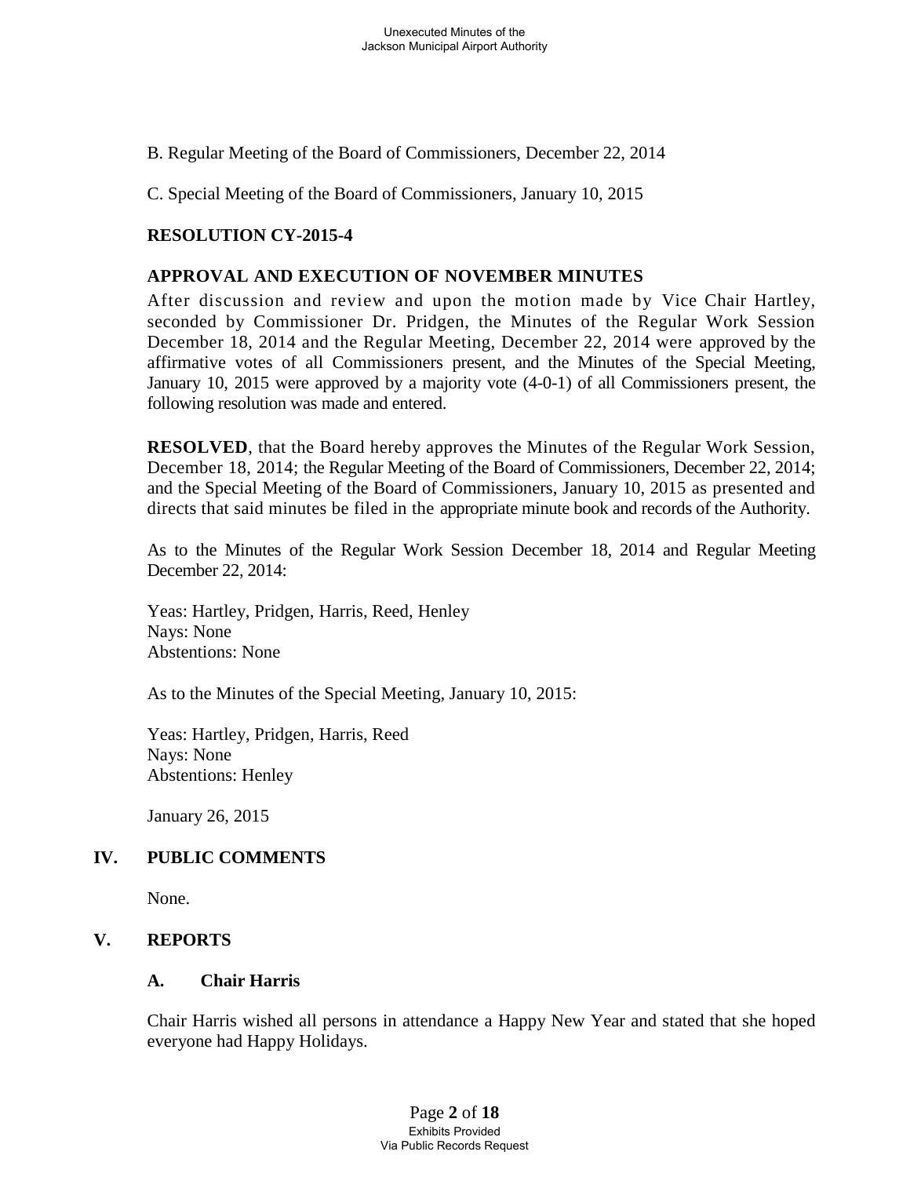B. Regular Meeting of the Board of Commissioners, December 22, 2014

C. Special Meeting of the Board of Commissioners, January 10, 2015

**RESOLUTION CY-2015-4**

**APPROVAL AND EXECUTION OF NOVEMBER MINUTES**

After discussion and review and upon the motion made by Vice Chair Hartley, seconded by Commissioner Dr. Pridgen, the Minutes of the Regular Work Session December 18, 2014 and the Regular Meeting, December 22, 2014 were approved by the affirmative votes of all Commissioners present, and the Minutes of the Special Meeting, January 10, 2015 were approved by a majority vote (4-0-1) of all Commissioners present, the following resolution was made and entered.

**RESOLVED**, that the Board hereby approves the Minutes of the Regular Work Session, December 18, 2014; the Regular Meeting of the Board of Commissioners, December 22, 2014; and the Special Meeting of the Board of Commissioners, January 10, 2015 as presented and directs that said minutes be filed in the appropriate minute book and records of the Authority.

As to the Minutes of the Regular Work Session December 18, 2014 and Regular Meeting December 22, 2014:

Yeas: Hartley, Pridgen, Harris, Reed, Henley
Nays: None
Abstentions: None

As to the Minutes of the Special Meeting, January 10, 2015:

Yeas: Hartley, Pridgen, Harris, Reed
Nays: None
Abstentions: Henley

January 26, 2015

## IV. PUBLIC COMMENTS

None.

## V. REPORTS

### A. Chair Harris

Chair Harris wished all persons in attendance a Happy New Year and stated that she hoped everyone had Happy Holidays.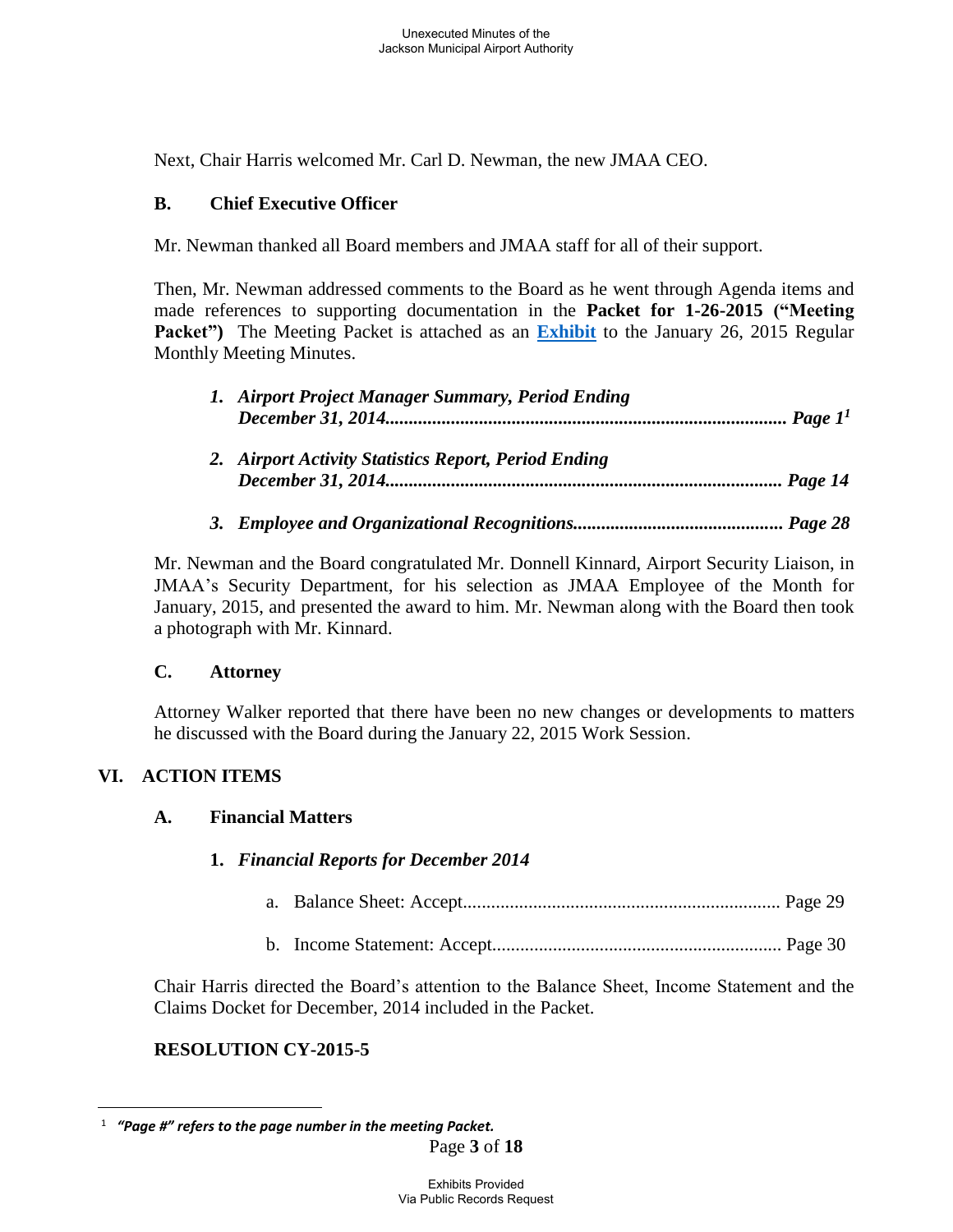Next, Chair Harris welcomed Mr. Carl D. Newman, the new JMAA CEO.

### B. Chief Executive Officer

Mr. Newman thanked all Board members and JMAA staff for all of their support.

Then, Mr. Newman addressed comments to the Board as he went through Agenda items and made references to supporting documentation in the **Packet for 1-26-2015 ("Meeting Packet")** The Meeting Packet is attached as an **Exhibit** to the January 26, 2015 Regular Monthly Meeting Minutes.

1. ***Airport Project Manager Summary, Period Ending December 31, 2014...................................................................................... Page 1[1]***

2. ***Airport Activity Statistics Report, Period Ending December 31, 2014..................................................................................... Page 14***

3. ***Employee and Organizational Recognitions............................................. Page 28***

Mr. Newman and the Board congratulated Mr. Donnell Kinnard, Airport Security Liaison, in JMAA's Security Department, for his selection as JMAA Employee of the Month for January, 2015, and presented the award to him. Mr. Newman along with the Board then took a photograph with Mr. Kinnard.

### C. Attorney

Attorney Walker reported that there have been no new changes or developments to matters he discussed with the Board during the January 22, 2015 Work Session.

## VI. ACTION ITEMS

### A. Financial Matters

**1. *Financial Reports for December 2014***

a. Balance Sheet: Accept.................................................................... Page 29

b. Income Statement: Accept.............................................................. Page 30

Chair Harris directed the Board's attention to the Balance Sheet, Income Statement and the Claims Docket for December, 2014 included in the Packet.

**RESOLUTION CY-2015-5**

---

[1] ***"Page #" refers to the page number in the meeting Packet.***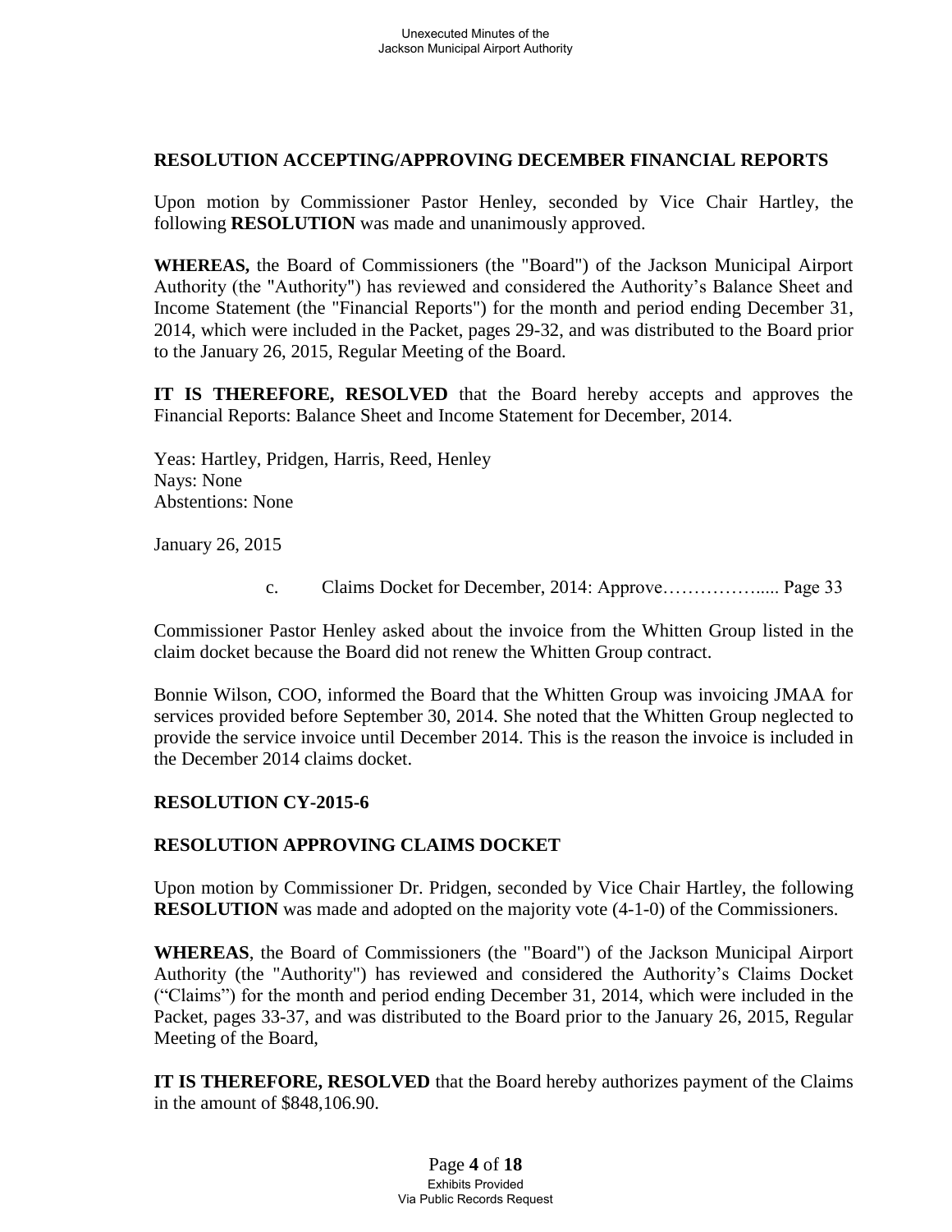**RESOLUTION ACCEPTING/APPROVING DECEMBER FINANCIAL REPORTS**

Upon motion by Commissioner Pastor Henley, seconded by Vice Chair Hartley, the following **RESOLUTION** was made and unanimously approved.

**WHEREAS,** the Board of Commissioners (the "Board") of the Jackson Municipal Airport Authority (the "Authority") has reviewed and considered the Authority's Balance Sheet and Income Statement (the "Financial Reports") for the month and period ending December 31, 2014, which were included in the Packet, pages 29-32, and was distributed to the Board prior to the January 26, 2015, Regular Meeting of the Board.

**IT IS THEREFORE, RESOLVED** that the Board hereby accepts and approves the Financial Reports: Balance Sheet and Income Statement for December, 2014.

Yeas: Hartley, Pridgen, Harris, Reed, Henley
Nays: None
Abstentions: None

January 26, 2015

c. Claims Docket for December, 2014: Approve……………..... Page 33

Commissioner Pastor Henley asked about the invoice from the Whitten Group listed in the claim docket because the Board did not renew the Whitten Group contract.

Bonnie Wilson, COO, informed the Board that the Whitten Group was invoicing JMAA for services provided before September 30, 2014. She noted that the Whitten Group neglected to provide the service invoice until December 2014. This is the reason the invoice is included in the December 2014 claims docket.

**RESOLUTION CY-2015-6**

**RESOLUTION APPROVING CLAIMS DOCKET**

Upon motion by Commissioner Dr. Pridgen, seconded by Vice Chair Hartley, the following **RESOLUTION** was made and adopted on the majority vote (4-1-0) of the Commissioners.

**WHEREAS**, the Board of Commissioners (the "Board") of the Jackson Municipal Airport Authority (the "Authority") has reviewed and considered the Authority's Claims Docket ("Claims") for the month and period ending December 31, 2014, which were included in the Packet, pages 33-37, and was distributed to the Board prior to the January 26, 2015, Regular Meeting of the Board,

**IT IS THEREFORE, RESOLVED** that the Board hereby authorizes payment of the Claims in the amount of $848,106.90.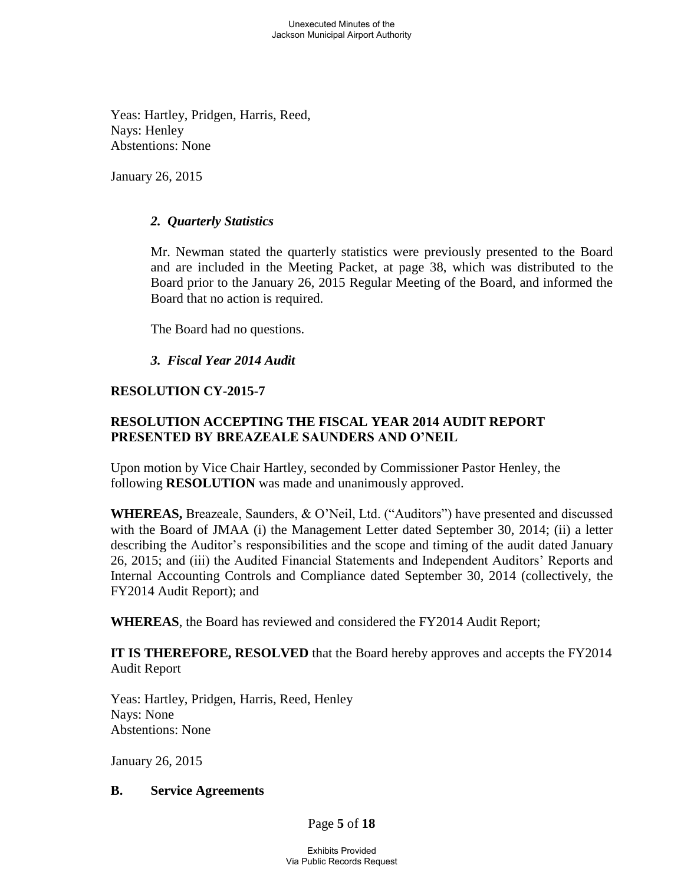Yeas: Hartley, Pridgen, Harris, Reed,
Nays: Henley
Abstentions: None

January 26, 2015

### *2. Quarterly Statistics*

Mr. Newman stated the quarterly statistics were previously presented to the Board and are included in the Meeting Packet, at page 38, which was distributed to the Board prior to the January 26, 2015 Regular Meeting of the Board, and informed the Board that no action is required.

The Board had no questions.

### *3. Fiscal Year 2014 Audit*

**RESOLUTION CY-2015-7**

**RESOLUTION ACCEPTING THE FISCAL YEAR 2014 AUDIT REPORT PRESENTED BY BREAZEALE SAUNDERS AND O'NEIL**

Upon motion by Vice Chair Hartley, seconded by Commissioner Pastor Henley, the following **RESOLUTION** was made and unanimously approved.

**WHEREAS,** Breazeale, Saunders, & O'Neil, Ltd. ("Auditors") have presented and discussed with the Board of JMAA (i) the Management Letter dated September 30, 2014; (ii) a letter describing the Auditor's responsibilities and the scope and timing of the audit dated January 26, 2015; and (iii) the Audited Financial Statements and Independent Auditors' Reports and Internal Accounting Controls and Compliance dated September 30, 2014 (collectively, the FY2014 Audit Report); and

**WHEREAS**, the Board has reviewed and considered the FY2014 Audit Report;

**IT IS THEREFORE, RESOLVED** that the Board hereby approves and accepts the FY2014 Audit Report

Yeas: Hartley, Pridgen, Harris, Reed, Henley
Nays: None
Abstentions: None

January 26, 2015

## B. Service Agreements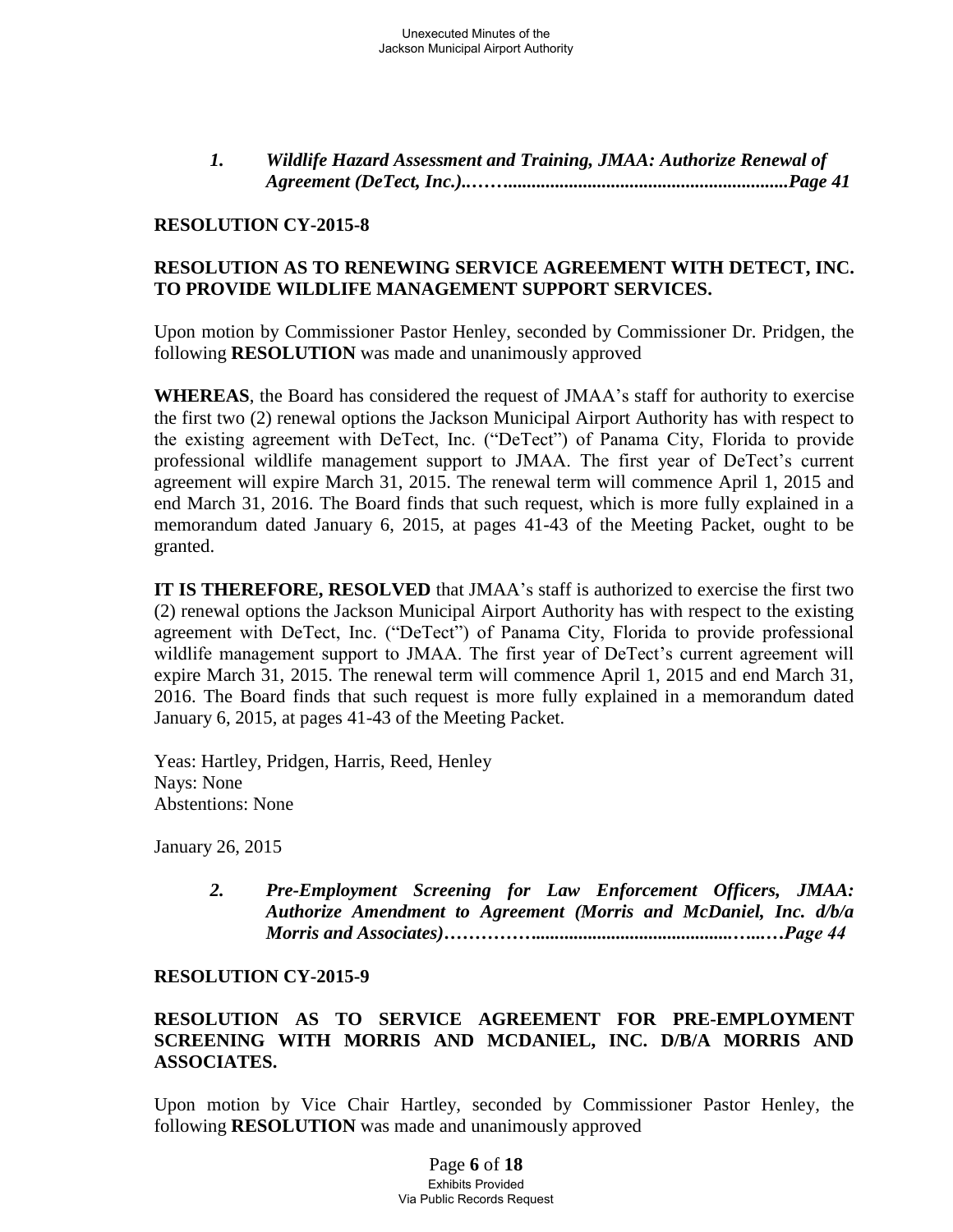*1. Wildlife Hazard Assessment and Training, JMAA: Authorize Renewal of Agreement (DeTect, Inc.).……...........................................................Page 41*

**RESOLUTION CY-2015-8**

**RESOLUTION AS TO RENEWING SERVICE AGREEMENT WITH DETECT, INC. TO PROVIDE WILDLIFE MANAGEMENT SUPPORT SERVICES.**

Upon motion by Commissioner Pastor Henley, seconded by Commissioner Dr. Pridgen, the following **RESOLUTION** was made and unanimously approved

**WHEREAS**, the Board has considered the request of JMAA's staff for authority to exercise the first two (2) renewal options the Jackson Municipal Airport Authority has with respect to the existing agreement with DeTect, Inc. ("DeTect") of Panama City, Florida to provide professional wildlife management support to JMAA. The first year of DeTect's current agreement will expire March 31, 2015. The renewal term will commence April 1, 2015 and end March 31, 2016. The Board finds that such request, which is more fully explained in a memorandum dated January 6, 2015, at pages 41-43 of the Meeting Packet, ought to be granted.

**IT IS THEREFORE, RESOLVED** that JMAA's staff is authorized to exercise the first two (2) renewal options the Jackson Municipal Airport Authority has with respect to the existing agreement with DeTect, Inc. ("DeTect") of Panama City, Florida to provide professional wildlife management support to JMAA. The first year of DeTect's current agreement will expire March 31, 2015. The renewal term will commence April 1, 2015 and end March 31, 2016. The Board finds that such request is more fully explained in a memorandum dated January 6, 2015, at pages 41-43 of the Meeting Packet.

Yes: Hartley, Pridgen, Harris, Reed, Henley
Nays: None
Abstentions: None

January 26, 2015

*2. Pre-Employment Screening for Law Enforcement Officers, JMAA: Authorize Amendment to Agreement (Morris and McDaniel, Inc. d/b/a Morris and Associates)…………….........................................…..…Page 44*

**RESOLUTION CY-2015-9**

**RESOLUTION AS TO SERVICE AGREEMENT FOR PRE-EMPLOYMENT SCREENING WITH MORRIS AND MCDANIEL, INC. D/B/A MORRIS AND ASSOCIATES.**

Upon motion by Vice Chair Hartley, seconded by Commissioner Pastor Henley, the following **RESOLUTION** was made and unanimously approved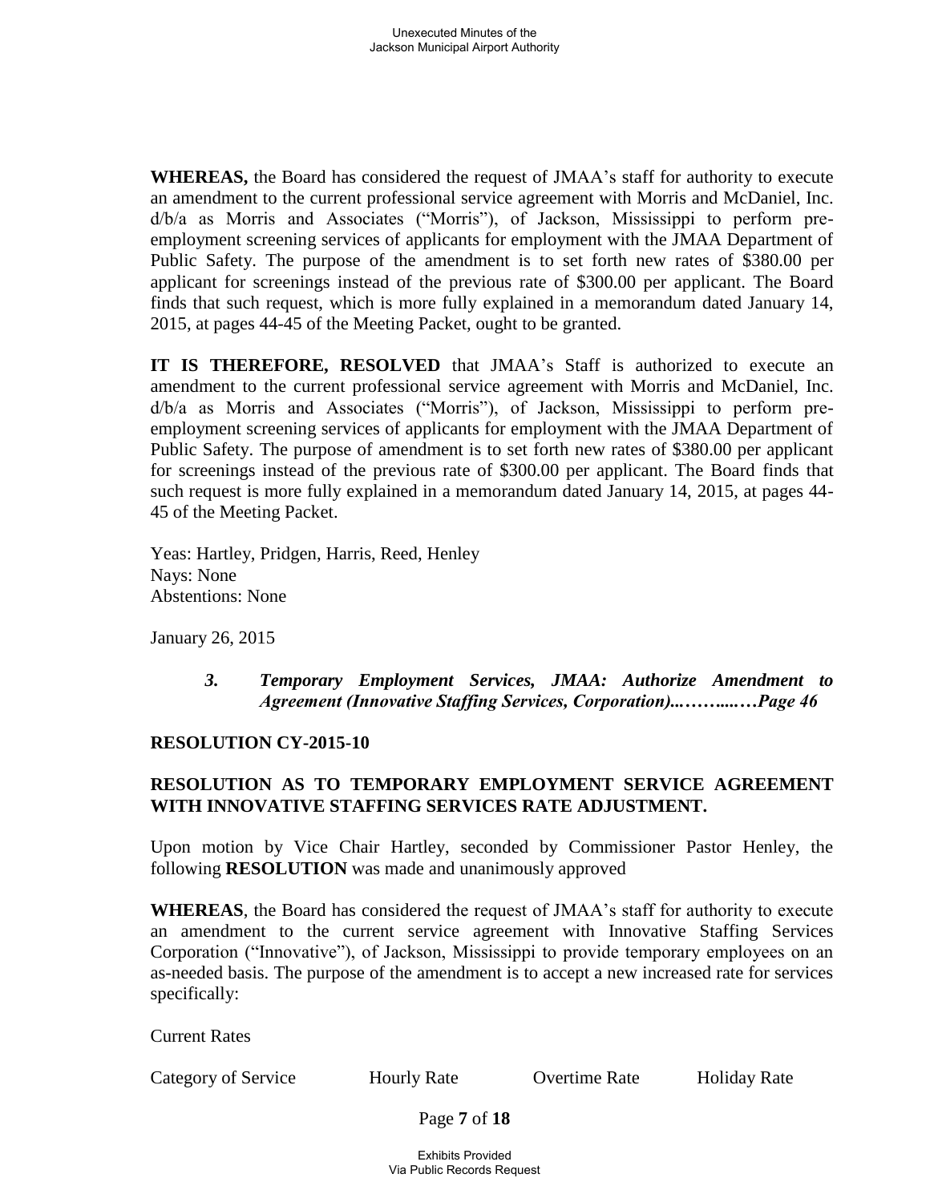**WHEREAS,** the Board has considered the request of JMAA's staff for authority to execute an amendment to the current professional service agreement with Morris and McDaniel, Inc. d/b/a as Morris and Associates ("Morris"), of Jackson, Mississippi to perform pre-employment screening services of applicants for employment with the JMAA Department of Public Safety. The purpose of the amendment is to set forth new rates of $380.00 per applicant for screenings instead of the previous rate of $300.00 per applicant. The Board finds that such request, which is more fully explained in a memorandum dated January 14, 2015, at pages 44-45 of the Meeting Packet, ought to be granted.

**IT IS THEREFORE, RESOLVED** that JMAA's Staff is authorized to execute an amendment to the current professional service agreement with Morris and McDaniel, Inc. d/b/a as Morris and Associates ("Morris"), of Jackson, Mississippi to perform pre-employment screening services of applicants for employment with the JMAA Department of Public Safety. The purpose of amendment is to set forth new rates of $380.00 per applicant for screenings instead of the previous rate of $300.00 per applicant. The Board finds that such request is more fully explained in a memorandum dated January 14, 2015, at pages 44-45 of the Meeting Packet.

Yeas: Hartley, Pridgen, Harris, Reed, Henley
Nays: None
Abstentions: None

January 26, 2015

> ***3. Temporary Employment Services, JMAA: Authorize Amendment to Agreement (Innovative Staffing Services, Corporation)..……....…Page 46***

**RESOLUTION CY-2015-10**

**RESOLUTION AS TO TEMPORARY EMPLOYMENT SERVICE AGREEMENT WITH INNOVATIVE STAFFING SERVICES RATE ADJUSTMENT.**

Upon motion by Vice Chair Hartley, seconded by Commissioner Pastor Henley, the following **RESOLUTION** was made and unanimously approved

**WHEREAS**, the Board has considered the request of JMAA's staff for authority to execute an amendment to the current service agreement with Innovative Staffing Services Corporation ("Innovative"), of Jackson, Mississippi to provide temporary employees on an as-needed basis. The purpose of the amendment is to accept a new increased rate for services specifically:

Current Rates

| Category of Service | Hourly Rate | Overtime Rate | Holiday Rate |
|---|---|---|---|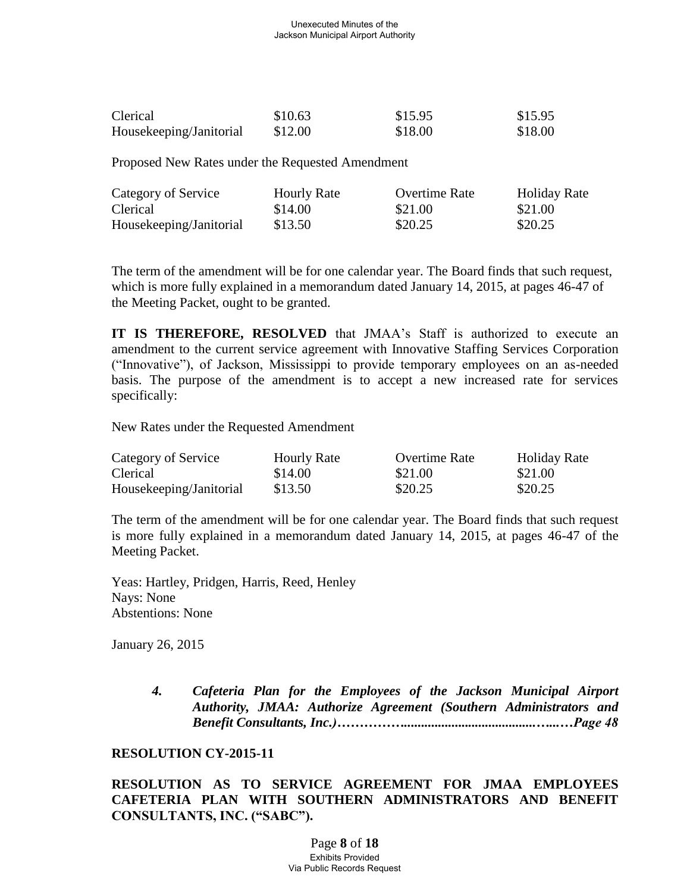| | | | |
|---|---|---|---|
| Clerical | \$10.63 | \$15.95 | \$15.95 |
| Housekeeping/Janitorial | \$12.00 | \$18.00 | \$18.00 |

Proposed New Rates under the Requested Amendment

| Category of Service | Hourly Rate | Overtime Rate | Holiday Rate |
|---|---|---|---|
| Clerical | \$14.00 | \$21.00 | \$21.00 |
| Housekeeping/Janitorial | \$13.50 | \$20.25 | \$20.25 |

The term of the amendment will be for one calendar year. The Board finds that such request, which is more fully explained in a memorandum dated January 14, 2015, at pages 46-47 of the Meeting Packet, ought to be granted.

**IT IS THEREFORE, RESOLVED** that JMAA's Staff is authorized to execute an amendment to the current service agreement with Innovative Staffing Services Corporation ("Innovative"), of Jackson, Mississippi to provide temporary employees on an as-needed basis. The purpose of the amendment is to accept a new increased rate for services specifically:

New Rates under the Requested Amendment

| Category of Service | Hourly Rate | Overtime Rate | Holiday Rate |
|---|---|---|---|
| Clerical | \$14.00 | \$21.00 | \$21.00 |
| Housekeeping/Janitorial | \$13.50 | \$20.25 | \$20.25 |

The term of the amendment will be for one calendar year. The Board finds that such request is more fully explained in a memorandum dated January 14, 2015, at pages 46-47 of the Meeting Packet.

Yeas: Hartley, Pridgen, Harris, Reed, Henley
Nays: None
Abstentions: None

January 26, 2015

> ***4. Cafeteria Plan for the Employees of the Jackson Municipal Airport Authority, JMAA: Authorize Agreement (Southern Administrators and Benefit Consultants, Inc.)…………….........................................…...…Page 48***

**RESOLUTION CY-2015-11**

**RESOLUTION AS TO SERVICE AGREEMENT FOR JMAA EMPLOYEES CAFETERIA PLAN WITH SOUTHERN ADMINISTRATORS AND BENEFIT CONSULTANTS, INC. ("SABC").**

Exhibits Provided
Via Public Records Request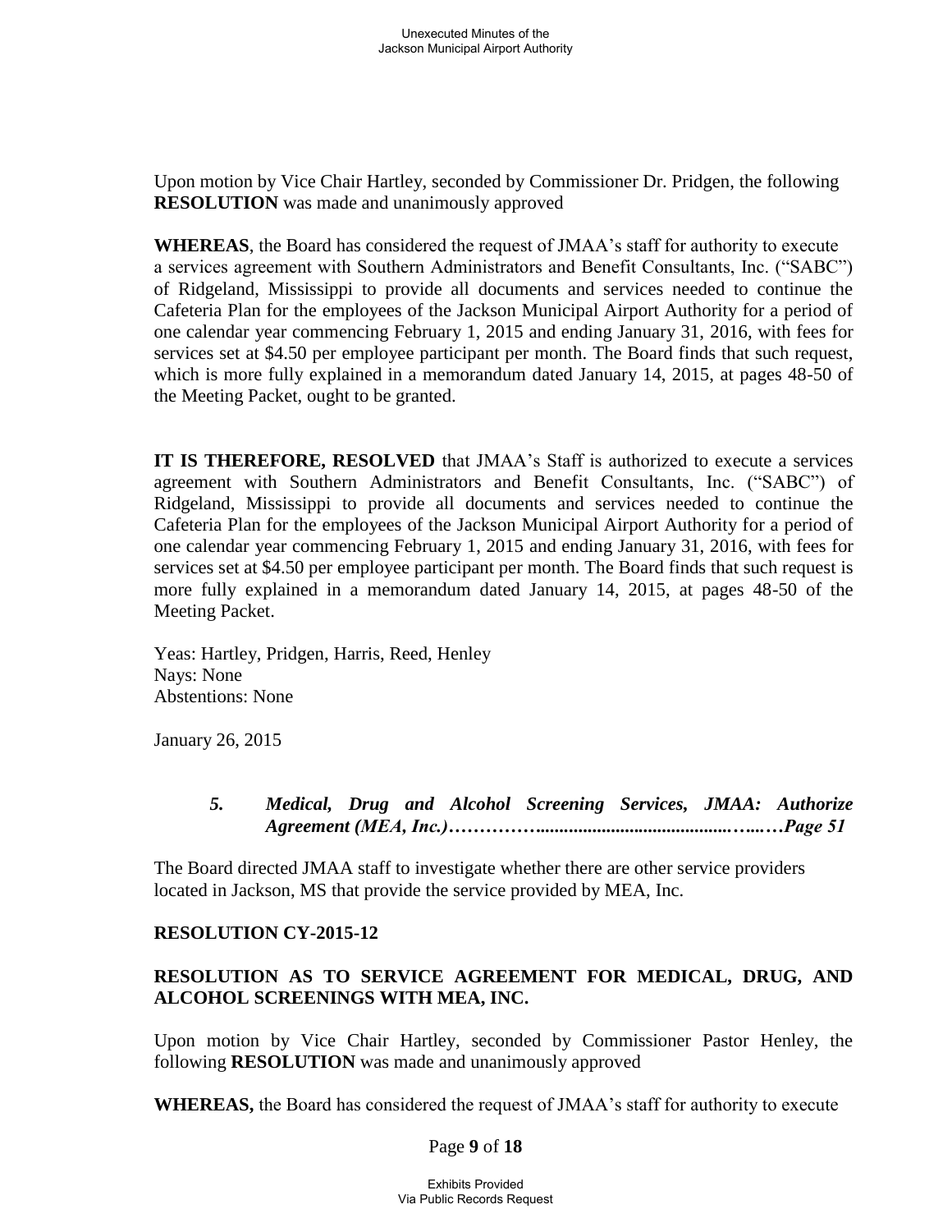Upon motion by Vice Chair Hartley, seconded by Commissioner Dr. Pridgen, the following **RESOLUTION** was made and unanimously approved

**WHEREAS**, the Board has considered the request of JMAA's staff for authority to execute a services agreement with Southern Administrators and Benefit Consultants, Inc. ("SABC") of Ridgeland, Mississippi to provide all documents and services needed to continue the Cafeteria Plan for the employees of the Jackson Municipal Airport Authority for a period of one calendar year commencing February 1, 2015 and ending January 31, 2016, with fees for services set at $4.50 per employee participant per month. The Board finds that such request, which is more fully explained in a memorandum dated January 14, 2015, at pages 48-50 of the Meeting Packet, ought to be granted.

**IT IS THEREFORE, RESOLVED** that JMAA's Staff is authorized to execute a services agreement with Southern Administrators and Benefit Consultants, Inc. ("SABC") of Ridgeland, Mississippi to provide all documents and services needed to continue the Cafeteria Plan for the employees of the Jackson Municipal Airport Authority for a period of one calendar year commencing February 1, 2015 and ending January 31, 2016, with fees for services set at $4.50 per employee participant per month. The Board finds that such request is more fully explained in a memorandum dated January 14, 2015, at pages 48-50 of the Meeting Packet.

Yeas: Hartley, Pridgen, Harris, Reed, Henley
Nays: None
Abstentions: None

January 26, 2015

***5. Medical, Drug and Alcohol Screening Services, JMAA: Authorize Agreement (MEA, Inc.)……………........................................…..…Page 51***

The Board directed JMAA staff to investigate whether there are other service providers located in Jackson, MS that provide the service provided by MEA, Inc.

**RESOLUTION CY-2015-12**

**RESOLUTION AS TO SERVICE AGREEMENT FOR MEDICAL, DRUG, AND ALCOHOL SCREENINGS WITH MEA, INC.**

Upon motion by Vice Chair Hartley, seconded by Commissioner Pastor Henley, the following **RESOLUTION** was made and unanimously approved

**WHEREAS,** the Board has considered the request of JMAA's staff for authority to execute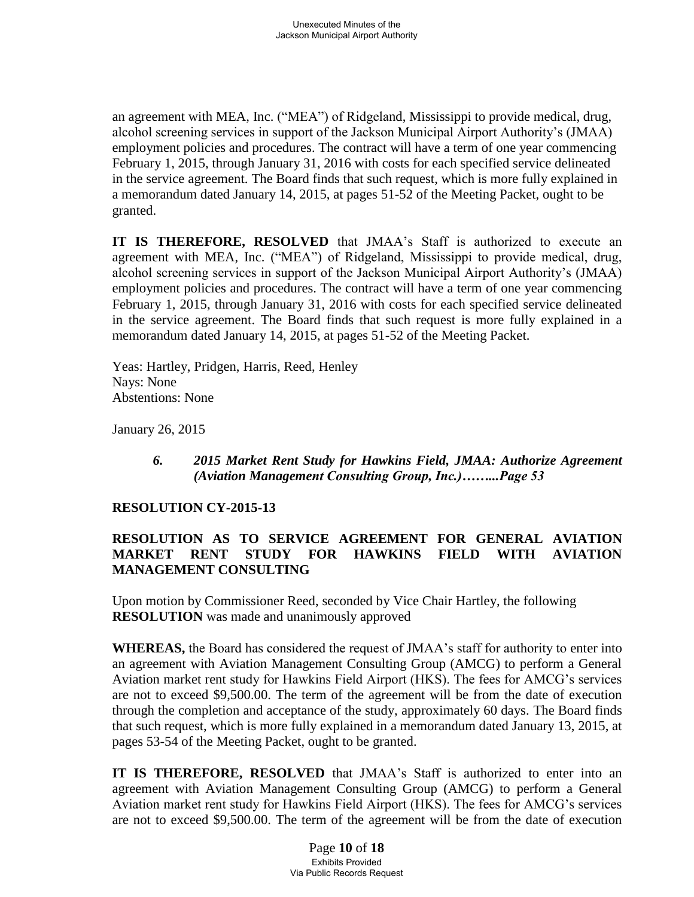an agreement with MEA, Inc. ("MEA") of Ridgeland, Mississippi to provide medical, drug, alcohol screening services in support of the Jackson Municipal Airport Authority's (JMAA) employment policies and procedures. The contract will have a term of one year commencing February 1, 2015, through January 31, 2016 with costs for each specified service delineated in the service agreement. The Board finds that such request, which is more fully explained in a memorandum dated January 14, 2015, at pages 51-52 of the Meeting Packet, ought to be granted.

**IT IS THEREFORE, RESOLVED** that JMAA's Staff is authorized to execute an agreement with MEA, Inc. ("MEA") of Ridgeland, Mississippi to provide medical, drug, alcohol screening services in support of the Jackson Municipal Airport Authority's (JMAA) employment policies and procedures. The contract will have a term of one year commencing February 1, 2015, through January 31, 2016 with costs for each specified service delineated in the service agreement. The Board finds that such request is more fully explained in a memorandum dated January 14, 2015, at pages 51-52 of the Meeting Packet.

Yeas: Hartley, Pridgen, Harris, Reed, Henley
Nays: None
Abstentions: None

January 26, 2015

> ***6. 2015 Market Rent Study for Hawkins Field, JMAA: Authorize Agreement (Aviation Management Consulting Group, Inc.)……...Page 53***

**RESOLUTION CY-2015-13**

**RESOLUTION AS TO SERVICE AGREEMENT FOR GENERAL AVIATION MARKET RENT STUDY FOR HAWKINS FIELD WITH AVIATION MANAGEMENT CONSULTING**

Upon motion by Commissioner Reed, seconded by Vice Chair Hartley, the following **RESOLUTION** was made and unanimously approved

**WHEREAS,** the Board has considered the request of JMAA's staff for authority to enter into an agreement with Aviation Management Consulting Group (AMCG) to perform a General Aviation market rent study for Hawkins Field Airport (HKS). The fees for AMCG's services are not to exceed $9,500.00. The term of the agreement will be from the date of execution through the completion and acceptance of the study, approximately 60 days. The Board finds that such request, which is more fully explained in a memorandum dated January 13, 2015, at pages 53-54 of the Meeting Packet, ought to be granted.

**IT IS THEREFORE, RESOLVED** that JMAA's Staff is authorized to enter into an agreement with Aviation Management Consulting Group (AMCG) to perform a General Aviation market rent study for Hawkins Field Airport (HKS). The fees for AMCG's services are not to exceed $9,500.00. The term of the agreement will be from the date of execution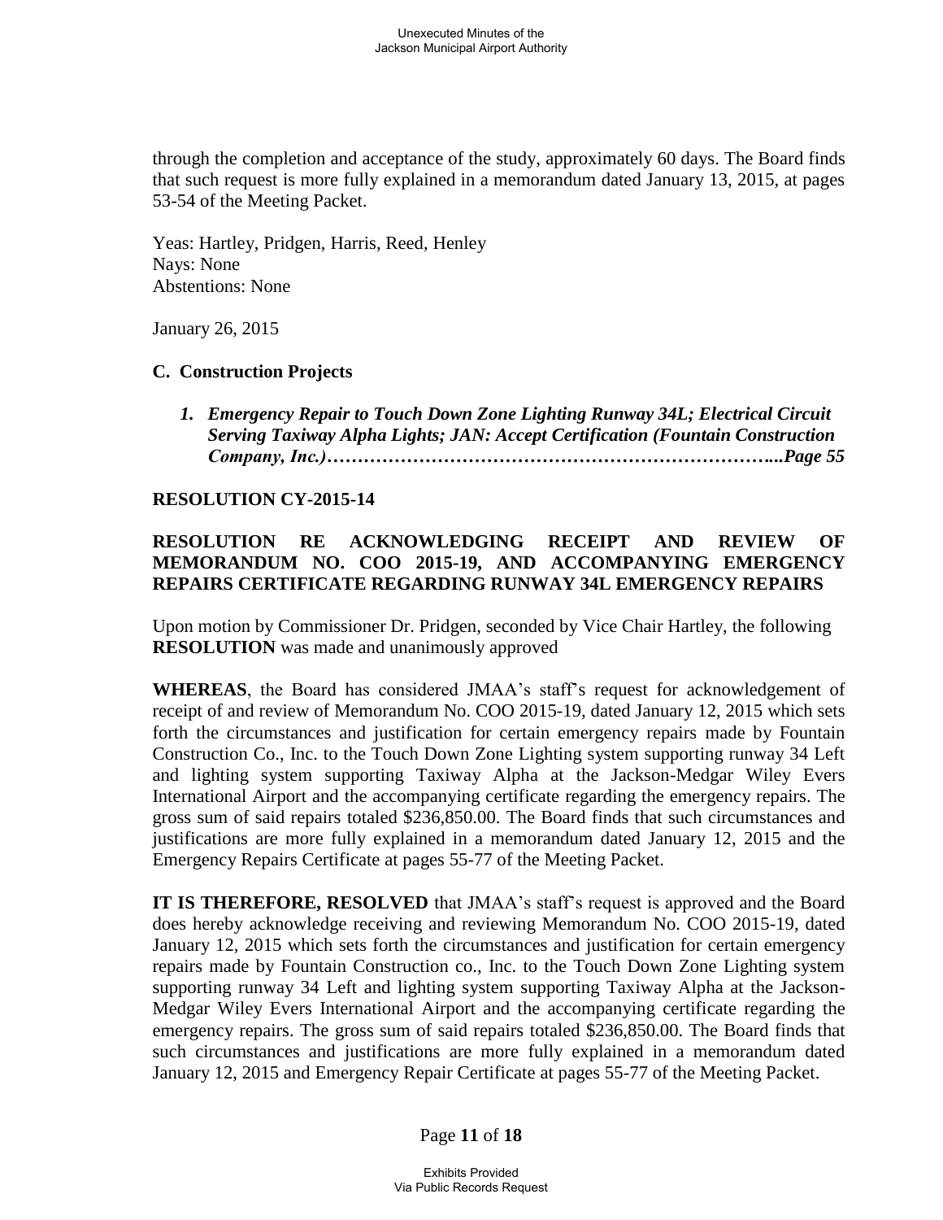through the completion and acceptance of the study, approximately 60 days. The Board finds that such request is more fully explained in a memorandum dated January 13, 2015, at pages 53-54 of the Meeting Packet.

Yeas: Hartley, Pridgen, Harris, Reed, Henley
Nays: None
Abstentions: None

January 26, 2015

### C. Construction Projects

1. ***Emergency Repair to Touch Down Zone Lighting Runway 34L; Electrical Circuit Serving Taxiway Alpha Lights; JAN: Accept Certification (Fountain Construction Company, Inc.)…………………………………………………………...Page 55***

**RESOLUTION CY-2015-14**

**RESOLUTION RE ACKNOWLEDGING RECEIPT AND REVIEW OF MEMORANDUM NO. COO 2015-19, AND ACCOMPANYING EMERGENCY REPAIRS CERTIFICATE REGARDING RUNWAY 34L EMERGENCY REPAIRS**

Upon motion by Commissioner Dr. Pridgen, seconded by Vice Chair Hartley, the following **RESOLUTION** was made and unanimously approved

**WHEREAS**, the Board has considered JMAA's staff's request for acknowledgement of receipt of and review of Memorandum No. COO 2015-19, dated January 12, 2015 which sets forth the circumstances and justification for certain emergency repairs made by Fountain Construction Co., Inc. to the Touch Down Zone Lighting system supporting runway 34 Left and lighting system supporting Taxiway Alpha at the Jackson-Medgar Wiley Evers International Airport and the accompanying certificate regarding the emergency repairs. The gross sum of said repairs totaled $236,850.00. The Board finds that such circumstances and justifications are more fully explained in a memorandum dated January 12, 2015 and the Emergency Repairs Certificate at pages 55-77 of the Meeting Packet.

**IT IS THEREFORE, RESOLVED** that JMAA's staff's request is approved and the Board does hereby acknowledge receiving and reviewing Memorandum No. COO 2015-19, dated January 12, 2015 which sets forth the circumstances and justification for certain emergency repairs made by Fountain Construction co., Inc. to the Touch Down Zone Lighting system supporting runway 34 Left and lighting system supporting Taxiway Alpha at the Jackson-Medgar Wiley Evers International Airport and the accompanying certificate regarding the emergency repairs. The gross sum of said repairs totaled $236,850.00. The Board finds that such circumstances and justifications are more fully explained in a memorandum dated January 12, 2015 and Emergency Repair Certificate at pages 55-77 of the Meeting Packet.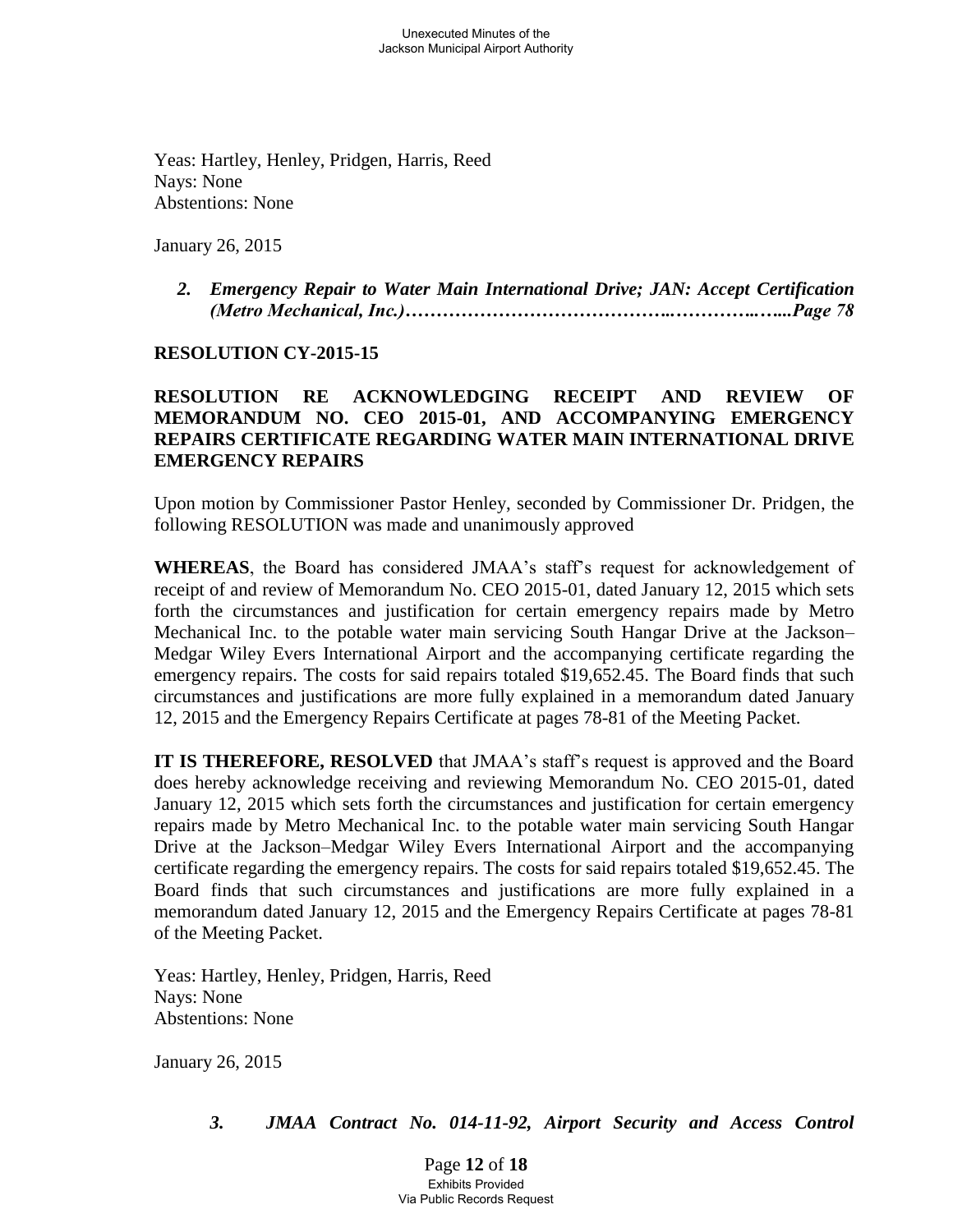Yeas: Hartley, Henley, Pridgen, Harris, Reed
Nays: None
Abstentions: None

January 26, 2015

> ***2. Emergency Repair to Water Main International Drive; JAN: Accept Certification (Metro Mechanical, Inc.)…………………………………..…………..…...Page 78***

**RESOLUTION CY-2015-15**

**RESOLUTION RE ACKNOWLEDGING RECEIPT AND REVIEW OF MEMORANDUM NO. CEO 2015-01, AND ACCOMPANYING EMERGENCY REPAIRS CERTIFICATE REGARDING WATER MAIN INTERNATIONAL DRIVE EMERGENCY REPAIRS**

Upon motion by Commissioner Pastor Henley, seconded by Commissioner Dr. Pridgen, the following RESOLUTION was made and unanimously approved

**WHEREAS**, the Board has considered JMAA's staff's request for acknowledgement of receipt of and review of Memorandum No. CEO 2015-01, dated January 12, 2015 which sets forth the circumstances and justification for certain emergency repairs made by Metro Mechanical Inc. to the potable water main servicing South Hangar Drive at the Jackson–Medgar Wiley Evers International Airport and the accompanying certificate regarding the emergency repairs. The costs for said repairs totaled $19,652.45. The Board finds that such circumstances and justifications are more fully explained in a memorandum dated January 12, 2015 and the Emergency Repairs Certificate at pages 78-81 of the Meeting Packet.

**IT IS THEREFORE, RESOLVED** that JMAA's staff's request is approved and the Board does hereby acknowledge receiving and reviewing Memorandum No. CEO 2015-01, dated January 12, 2015 which sets forth the circumstances and justification for certain emergency repairs made by Metro Mechanical Inc. to the potable water main servicing South Hangar Drive at the Jackson–Medgar Wiley Evers International Airport and the accompanying certificate regarding the emergency repairs. The costs for said repairs totaled $19,652.45. The Board finds that such circumstances and justifications are more fully explained in a memorandum dated January 12, 2015 and the Emergency Repairs Certificate at pages 78-81 of the Meeting Packet.

Yeas: Hartley, Henley, Pridgen, Harris, Reed
Nays: None
Abstentions: None

January 26, 2015

> ***3. JMAA Contract No. 014-11-92, Airport Security and Access Control***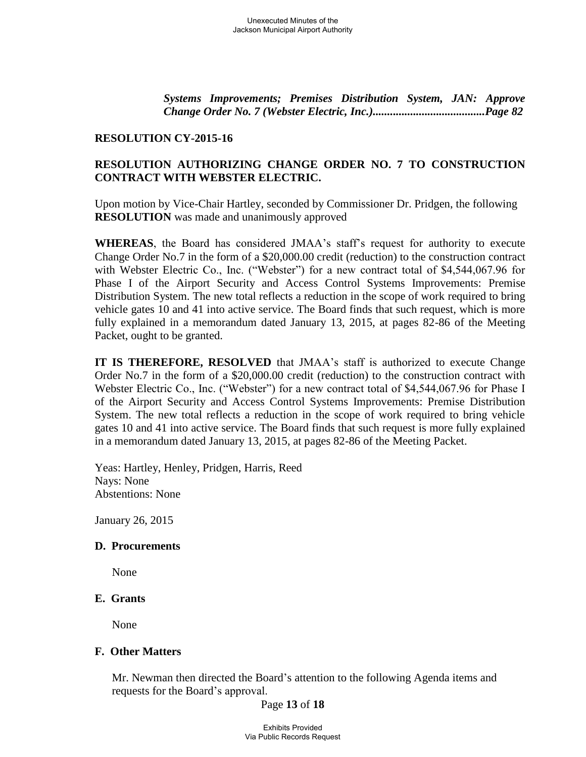***Systems Improvements; Premises Distribution System, JAN: Approve Change Order No. 7 (Webster Electric, Inc.)......................................Page 82***

**RESOLUTION CY-2015-16**

**RESOLUTION AUTHORIZING CHANGE ORDER NO. 7 TO CONSTRUCTION CONTRACT WITH WEBSTER ELECTRIC.**

Upon motion by Vice-Chair Hartley, seconded by Commissioner Dr. Pridgen, the following **RESOLUTION** was made and unanimously approved

**WHEREAS**, the Board has considered JMAA's staff's request for authority to execute Change Order No.7 in the form of a $20,000.00 credit (reduction) to the construction contract with Webster Electric Co., Inc. ("Webster") for a new contract total of $4,544,067.96 for Phase I of the Airport Security and Access Control Systems Improvements: Premise Distribution System. The new total reflects a reduction in the scope of work required to bring vehicle gates 10 and 41 into active service. The Board finds that such request, which is more fully explained in a memorandum dated January 13, 2015, at pages 82-86 of the Meeting Packet, ought to be granted.

**IT IS THEREFORE, RESOLVED** that JMAA's staff is authorized to execute Change Order No.7 in the form of a $20,000.00 credit (reduction) to the construction contract with Webster Electric Co., Inc. ("Webster") for a new contract total of $4,544,067.96 for Phase I of the Airport Security and Access Control Systems Improvements: Premise Distribution System. The new total reflects a reduction in the scope of work required to bring vehicle gates 10 and 41 into active service. The Board finds that such request is more fully explained in a memorandum dated January 13, 2015, at pages 82-86 of the Meeting Packet.

Yeas: Hartley, Henley, Pridgen, Harris, Reed
Nays: None
Abstentions: None

January 26, 2015

**D. Procurements**

None

**E. Grants**

None

**F. Other Matters**

Mr. Newman then directed the Board's attention to the following Agenda items and requests for the Board's approval.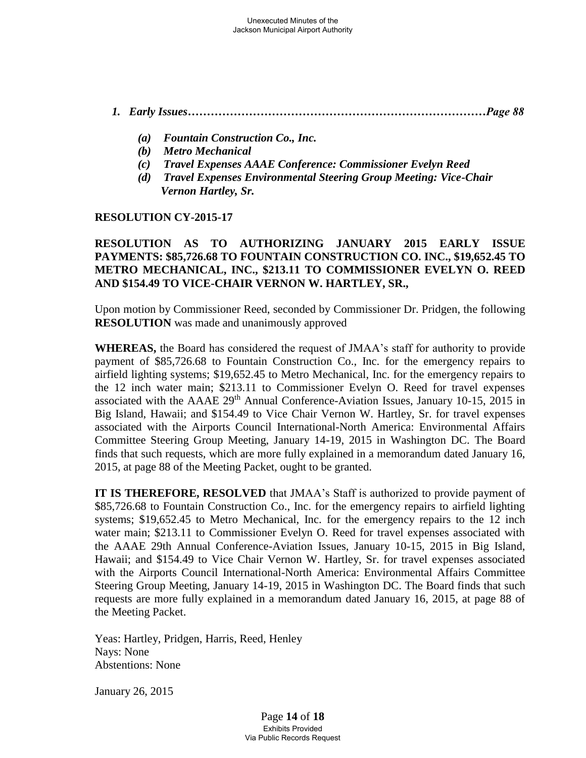*1. Early Issues……………………………………………………………………Page 88*

> *(a) Fountain Construction Co., Inc.*
> *(b) Metro Mechanical*
> *(c) Travel Expenses AAAE Conference: Commissioner Evelyn Reed*
> *(d) Travel Expenses Environmental Steering Group Meeting: Vice-Chair Vernon Hartley, Sr.*

**RESOLUTION CY-2015-17**

**RESOLUTION AS TO AUTHORIZING JANUARY 2015 EARLY ISSUE PAYMENTS: $85,726.68 TO FOUNTAIN CONSTRUCTION CO. INC., $19,652.45 TO METRO MECHANICAL, INC., $213.11 TO COMMISSIONER EVELYN O. REED AND $154.49 TO VICE-CHAIR VERNON W. HARTLEY, SR.,**

Upon motion by Commissioner Reed, seconded by Commissioner Dr. Pridgen, the following **RESOLUTION** was made and unanimously approved

**WHEREAS,** the Board has considered the request of JMAA's staff for authority to provide payment of $85,726.68 to Fountain Construction Co., Inc. for the emergency repairs to airfield lighting systems; $19,652.45 to Metro Mechanical, Inc. for the emergency repairs to the 12 inch water main; $213.11 to Commissioner Evelyn O. Reed for travel expenses associated with the AAAE 29th Annual Conference-Aviation Issues, January 10-15, 2015 in Big Island, Hawaii; and $154.49 to Vice Chair Vernon W. Hartley, Sr. for travel expenses associated with the Airports Council International-North America: Environmental Affairs Committee Steering Group Meeting, January 14-19, 2015 in Washington DC. The Board finds that such requests, which are more fully explained in a memorandum dated January 16, 2015, at page 88 of the Meeting Packet, ought to be granted.

**IT IS THEREFORE, RESOLVED** that JMAA's Staff is authorized to provide payment of $85,726.68 to Fountain Construction Co., Inc. for the emergency repairs to airfield lighting systems; $19,652.45 to Metro Mechanical, Inc. for the emergency repairs to the 12 inch water main; $213.11 to Commissioner Evelyn O. Reed for travel expenses associated with the AAAE 29th Annual Conference-Aviation Issues, January 10-15, 2015 in Big Island, Hawaii; and $154.49 to Vice Chair Vernon W. Hartley, Sr. for travel expenses associated with the Airports Council International-North America: Environmental Affairs Committee Steering Group Meeting, January 14-19, 2015 in Washington DC. The Board finds that such requests are more fully explained in a memorandum dated January 16, 2015, at page 88 of the Meeting Packet.

Yeas: Hartley, Pridgen, Harris, Reed, Henley
Nays: None
Abstentions: None

January 26, 2015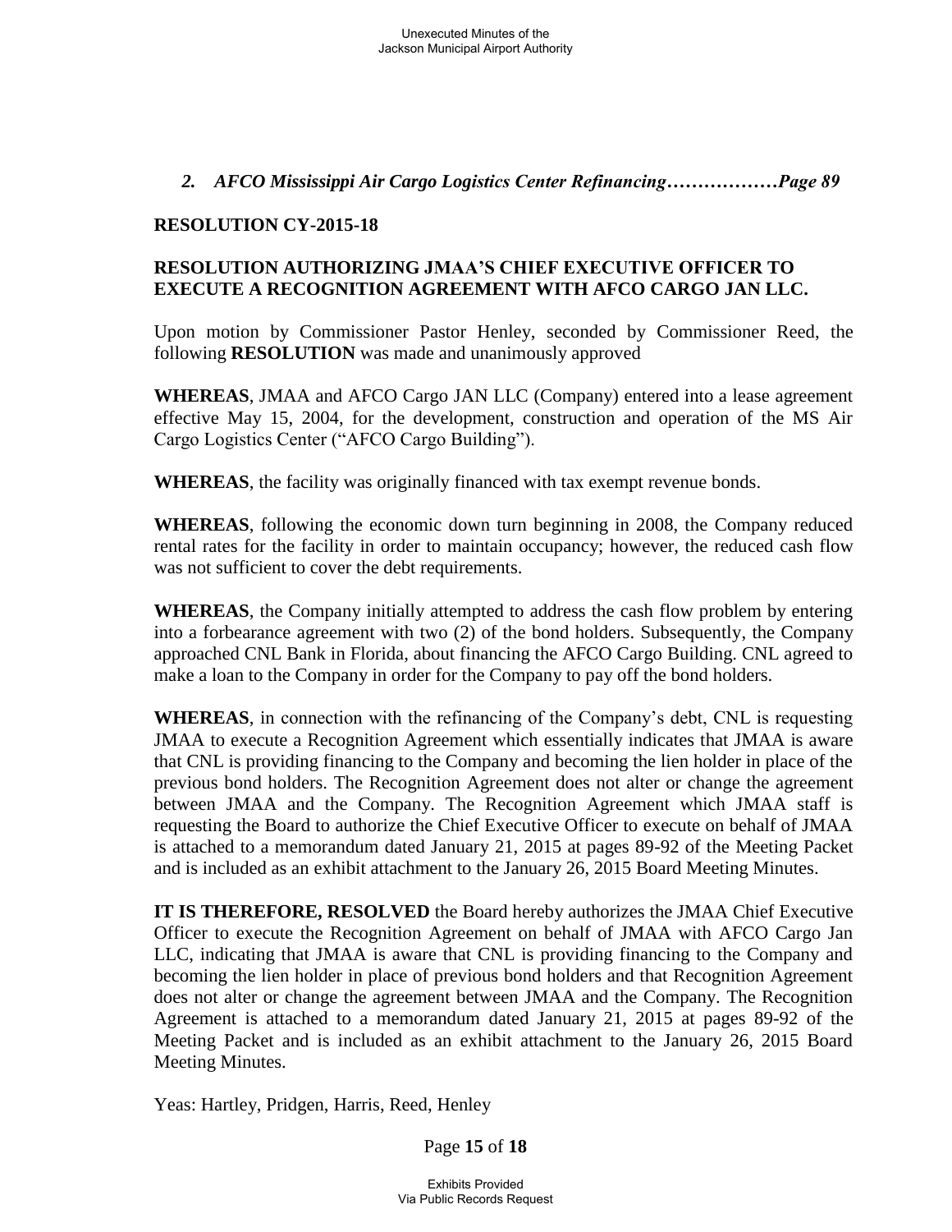*2. AFCO Mississippi Air Cargo Logistics Center Refinancing………………Page 89*

**RESOLUTION CY-2015-18**

**RESOLUTION AUTHORIZING JMAA'S CHIEF EXECUTIVE OFFICER TO EXECUTE A RECOGNITION AGREEMENT WITH AFCO CARGO JAN LLC.**

Upon motion by Commissioner Pastor Henley, seconded by Commissioner Reed, the following **RESOLUTION** was made and unanimously approved

**WHEREAS**, JMAA and AFCO Cargo JAN LLC (Company) entered into a lease agreement effective May 15, 2004, for the development, construction and operation of the MS Air Cargo Logistics Center ("AFCO Cargo Building").

**WHEREAS**, the facility was originally financed with tax exempt revenue bonds.

**WHEREAS**, following the economic down turn beginning in 2008, the Company reduced rental rates for the facility in order to maintain occupancy; however, the reduced cash flow was not sufficient to cover the debt requirements.

**WHEREAS**, the Company initially attempted to address the cash flow problem by entering into a forbearance agreement with two (2) of the bond holders. Subsequently, the Company approached CNL Bank in Florida, about financing the AFCO Cargo Building. CNL agreed to make a loan to the Company in order for the Company to pay off the bond holders.

**WHEREAS**, in connection with the refinancing of the Company's debt, CNL is requesting JMAA to execute a Recognition Agreement which essentially indicates that JMAA is aware that CNL is providing financing to the Company and becoming the lien holder in place of the previous bond holders. The Recognition Agreement does not alter or change the agreement between JMAA and the Company. The Recognition Agreement which JMAA staff is requesting the Board to authorize the Chief Executive Officer to execute on behalf of JMAA is attached to a memorandum dated January 21, 2015 at pages 89-92 of the Meeting Packet and is included as an exhibit attachment to the January 26, 2015 Board Meeting Minutes.

**IT IS THEREFORE, RESOLVED** the Board hereby authorizes the JMAA Chief Executive Officer to execute the Recognition Agreement on behalf of JMAA with AFCO Cargo Jan LLC, indicating that JMAA is aware that CNL is providing financing to the Company and becoming the lien holder in place of previous bond holders and that Recognition Agreement does not alter or change the agreement between JMAA and the Company. The Recognition Agreement is attached to a memorandum dated January 21, 2015 at pages 89-92 of the Meeting Packet and is included as an exhibit attachment to the January 26, 2015 Board Meeting Minutes.

Yeas: Hartley, Pridgen, Harris, Reed, Henley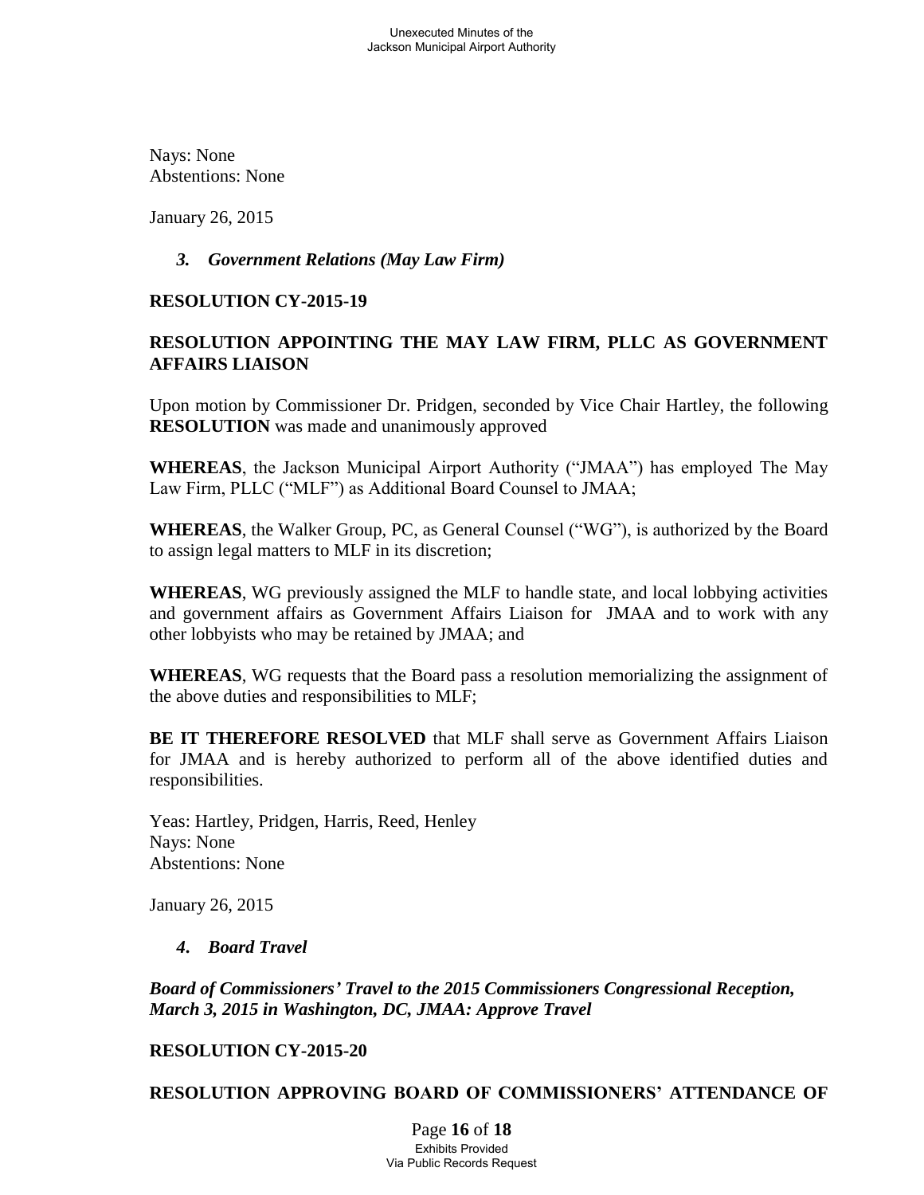Nays: None
Abstentions: None

January 26, 2015

### *3. Government Relations (May Law Firm)*

**RESOLUTION CY-2015-19**

**RESOLUTION APPOINTING THE MAY LAW FIRM, PLLC AS GOVERNMENT AFFAIRS LIAISON**

Upon motion by Commissioner Dr. Pridgen, seconded by Vice Chair Hartley, the following **RESOLUTION** was made and unanimously approved

**WHEREAS**, the Jackson Municipal Airport Authority ("JMAA") has employed The May Law Firm, PLLC ("MLF") as Additional Board Counsel to JMAA;

**WHEREAS**, the Walker Group, PC, as General Counsel ("WG"), is authorized by the Board to assign legal matters to MLF in its discretion;

**WHEREAS**, WG previously assigned the MLF to handle state, and local lobbying activities and government affairs as Government Affairs Liaison for JMAA and to work with any other lobbyists who may be retained by JMAA; and

**WHEREAS**, WG requests that the Board pass a resolution memorializing the assignment of the above duties and responsibilities to MLF;

**BE IT THEREFORE RESOLVED** that MLF shall serve as Government Affairs Liaison for JMAA and is hereby authorized to perform all of the above identified duties and responsibilities.

Yeas: Hartley, Pridgen, Harris, Reed, Henley
Nays: None
Abstentions: None

January 26, 2015

### *4. Board Travel*

***Board of Commissioners' Travel to the 2015 Commissioners Congressional Reception, March 3, 2015 in Washington, DC, JMAA: Approve Travel***

**RESOLUTION CY-2015-20**

**RESOLUTION APPROVING BOARD OF COMMISSIONERS' ATTENDANCE OF**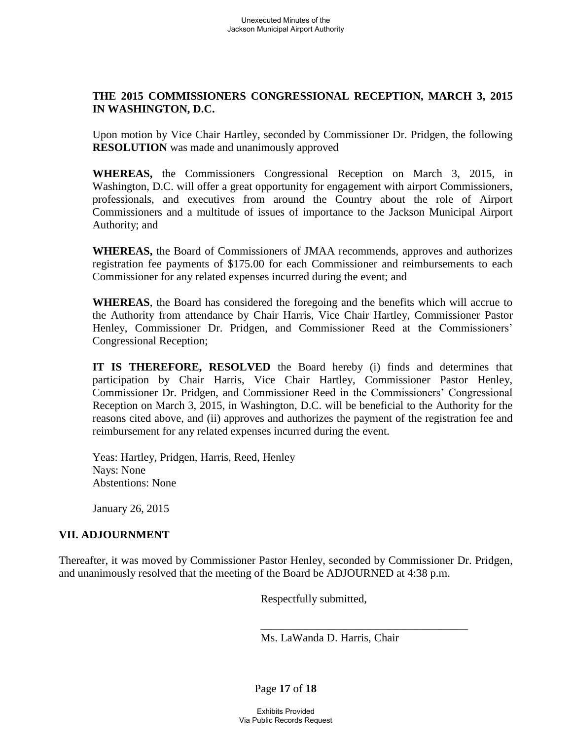**THE 2015 COMMISSIONERS CONGRESSIONAL RECEPTION, MARCH 3, 2015 IN WASHINGTON, D.C.**

Upon motion by Vice Chair Hartley, seconded by Commissioner Dr. Pridgen, the following **RESOLUTION** was made and unanimously approved

**WHEREAS,** the Commissioners Congressional Reception on March 3, 2015, in Washington, D.C. will offer a great opportunity for engagement with airport Commissioners, professionals, and executives from around the Country about the role of Airport Commissioners and a multitude of issues of importance to the Jackson Municipal Airport Authority; and

**WHEREAS,** the Board of Commissioners of JMAA recommends, approves and authorizes registration fee payments of $175.00 for each Commissioner and reimbursements to each Commissioner for any related expenses incurred during the event; and

**WHEREAS**, the Board has considered the foregoing and the benefits which will accrue to the Authority from attendance by Chair Harris, Vice Chair Hartley, Commissioner Pastor Henley, Commissioner Dr. Pridgen, and Commissioner Reed at the Commissioners' Congressional Reception;

**IT IS THEREFORE, RESOLVED** the Board hereby (i) finds and determines that participation by Chair Harris, Vice Chair Hartley, Commissioner Pastor Henley, Commissioner Dr. Pridgen, and Commissioner Reed in the Commissioners' Congressional Reception on March 3, 2015, in Washington, D.C. will be beneficial to the Authority for the reasons cited above, and (ii) approves and authorizes the payment of the registration fee and reimbursement for any related expenses incurred during the event.

Yeas: Hartley, Pridgen, Harris, Reed, Henley
Nays: None
Abstentions: None

January 26, 2015

## VII. ADJOURNMENT

Thereafter, it was moved by Commissioner Pastor Henley, seconded by Commissioner Dr. Pridgen, and unanimously resolved that the meeting of the Board be ADJOURNED at 4:38 p.m.

Respectfully submitted,

\_\_\_\_\_\_\_\_\_\_\_\_\_\_\_\_\_\_\_\_\_\_\_\_\_\_\_\_\_\_\_\_\_\_\_\_\_\_

Ms. LaWanda D. Harris, Chair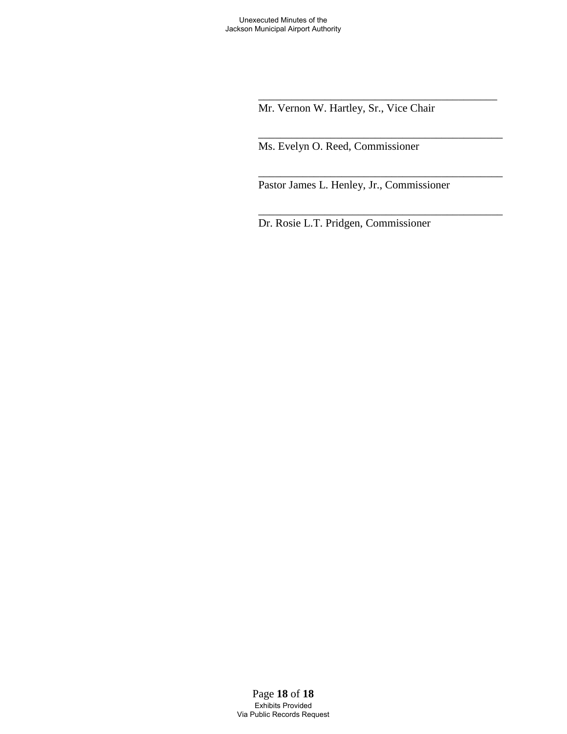\_\_\_\_\_\_\_\_\_\_\_\_\_\_\_\_\_\_\_\_\_\_\_\_\_\_\_\_\_\_\_\_\_\_\_\_\_\_\_\_\_\_\_\_

Mr. Vernon W. Hartley, Sr., Vice Chair

\_\_\_\_\_\_\_\_\_\_\_\_\_\_\_\_\_\_\_\_\_\_\_\_\_\_\_\_\_\_\_\_\_\_\_\_\_\_\_\_\_\_\_\_

Ms. Evelyn O. Reed, Commissioner

\_\_\_\_\_\_\_\_\_\_\_\_\_\_\_\_\_\_\_\_\_\_\_\_\_\_\_\_\_\_\_\_\_\_\_\_\_\_\_\_\_\_\_\_

Pastor James L. Henley, Jr., Commissioner

\_\_\_\_\_\_\_\_\_\_\_\_\_\_\_\_\_\_\_\_\_\_\_\_\_\_\_\_\_\_\_\_\_\_\_\_\_\_\_\_\_\_\_\_

Dr. Rosie L.T. Pridgen, Commissioner